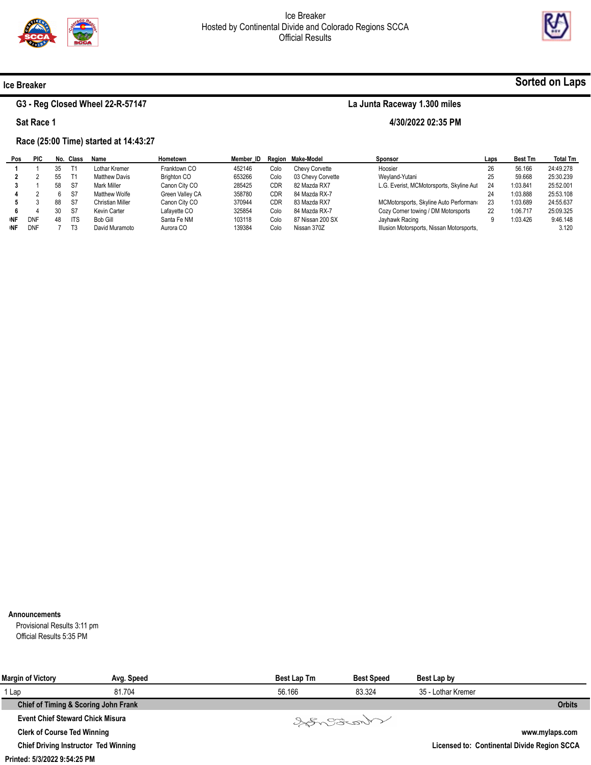# Ice Breaker
Hosted by Continental Divide and Colorado Regions SCCA
Official Results

**Ice Breaker** — **Sorted on Laps**

**G3 - Reg Closed Wheel 22-R-57147** — **La Junta Raceway 1.300 miles**

**Sat Race 1** — **4/30/2022 02:35 PM**

**Race (25:00 Time) started at 14:43:27**

| Pos | PIC | No. | Class | Name | Hometown | Member_ID | Region | Make-Model | Sponsor | Laps | Best Tm | Total Tm |
|---|---|---|---|---|---|---|---|---|---|---|---|---|
| 1 | 1 | 35 | T1 | Lothar Kremer | Franktown CO | 452146 | Colo | Chevy Corvette | Hoosier | 26 | 56.166 | 24:49.278 |
| 2 | 2 | 55 | T1 | Matthew Davis | Brighton CO | 653266 | Colo | 03 Chevy Corvette | Weyland-Yutani | 25 | 59.668 | 25:30.239 |
| 3 | 1 | 58 | S7 | Mark Miller | Canon City CO | 285425 | CDR | 82 Mazda RX7 | L.G. Everist, MCMotorsports, Skyline Aut | 24 | 1:03.841 | 25:52.001 |
| 4 | 2 | 6 | S7 | Matthew Wolfe | Green Valley CA | 358780 | CDR | 84 Mazda RX-7 | | 24 | 1:03.888 | 25:53.108 |
| 5 | 3 | 88 | S7 | Christian Miller | Canon City CO | 370944 | CDR | 83 Mazda RX7 | MCMotorsports, Skyline Auto Performan | 23 | 1:03.689 | 24:55.637 |
| 6 | 4 | 30 | S7 | Kevin Carter | Lafayette CO | 325854 | Colo | 84 Mazda RX-7 | Cozy Corner towing / DM Motorsports | 22 | 1:06.717 | 25:09.325 |
| DNF | DNF | 48 | ITS | Bob Gill | Santa Fe NM | 103118 | Colo | 87 Nissan 200 SX | Jayhawk Racing | 9 | 1:03.426 | 9:46.148 |
| DNF | DNF | 7 | T3 | David Muramoto | Aurora CO | 139384 | Colo | Nissan 370Z | Illusion Motorsports, Nissan Motorsports, | | | 3.120 |

**Announcements**

Provisional Results 3:11 pm
Official Results 5:35 PM

| Margin of Victory | Avg. Speed | Best Lap Tm | Best Speed | Best Lap by |
|---|---|---|---|---|
| 1 Lap | 81.704 | 56.166 | 83.324 | 35 - Lothar Kremer |

**Chief of Timing & Scoring John Frank** — **Orbits**

**Event Chief Steward Chick Misura**

**Clerk of Course Ted Winning** — **www.mylaps.com**

**Chief Driving Instructor Ted Winning** — **Licensed to: Continental Divide Region SCCA**

**Printed: 5/3/2022 9:54:25 PM**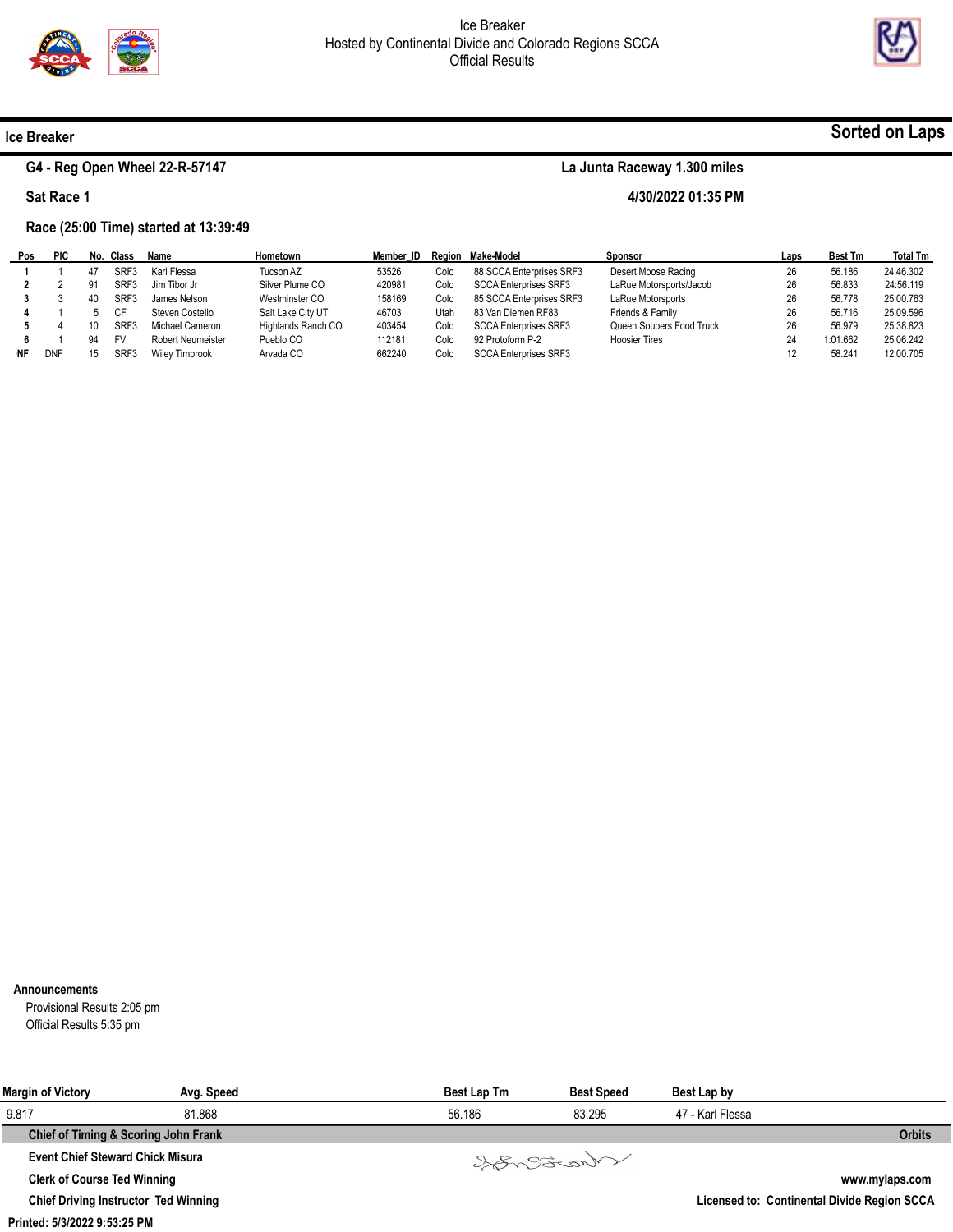Ice Breaker
Hosted by Continental Divide and Colorado Regions SCCA
Official Results

## Ice Breaker

**Sorted on Laps**

**G4 - Reg Open Wheel 22-R-57147** — **La Junta Raceway 1.300 miles**

**Sat Race 1** — **4/30/2022 01:35 PM**

**Race (25:00 Time) started at 13:39:49**

| Pos | PIC | No. | Class | Name | Hometown | Member_ID | Region | Make-Model | Sponsor | Laps | Best Tm | Total Tm |
|---|---|---|---|---|---|---|---|---|---|---|---|---|
| 1 | 1 | 47 | SRF3 | Karl Flessa | Tucson AZ | 53526 | Colo | 88 SCCA Enterprises SRF3 | Desert Moose Racing | 26 | 56.186 | 24:46.302 |
| 2 | 2 | 91 | SRF3 | Jim Tibor Jr | Silver Plume CO | 420981 | Colo | SCCA Enterprises SRF3 | LaRue Motorsports/Jacob | 26 | 56.833 | 24:56.119 |
| 3 | 3 | 40 | SRF3 | James Nelson | Westminster CO | 158169 | Colo | 85 SCCA Enterprises SRF3 | LaRue Motorsports | 26 | 56.778 | 25:00.763 |
| 4 | 1 | 5 | CF | Steven Costello | Salt Lake City UT | 46703 | Utah | 83 Van Diemen RF83 | Friends & Family | 26 | 56.716 | 25:09.596 |
| 5 | 4 | 10 | SRF3 | Michael Cameron | Highlands Ranch CO | 403454 | Colo | SCCA Enterprises SRF3 | Queen Soupers Food Truck | 26 | 56.979 | 25:38.823 |
| 6 | 1 | 94 | FV | Robert Neumeister | Pueblo CO | 112181 | Colo | 92 Protoform P-2 | Hoosier Tires | 24 | 1:01.662 | 25:06.242 |
| DNF | DNF | 15 | SRF3 | Wiley Timbrook | Arvada CO | 662240 | Colo | SCCA Enterprises SRF3 | | 12 | 58.241 | 12:00.705 |

**Announcements**

Provisional Results 2:05 pm

Official Results 5:35 pm

| Margin of Victory | Avg. Speed | Best Lap Tm | Best Speed | Best Lap by |
|---|---|---|---|---|
| 9.817 | 81.868 | 56.186 | 83.295 | 47 - Karl Flessa |

**Chief of Timing & Scoring John Frank** — **Orbits**

**Event Chief Steward Chick Misura**

**Clerk of Course Ted Winning** — **www.mylaps.com**

**Chief Driving Instructor Ted Winning** — **Licensed to: Continental Divide Region SCCA**

**Printed: 5/3/2022 9:53:25 PM**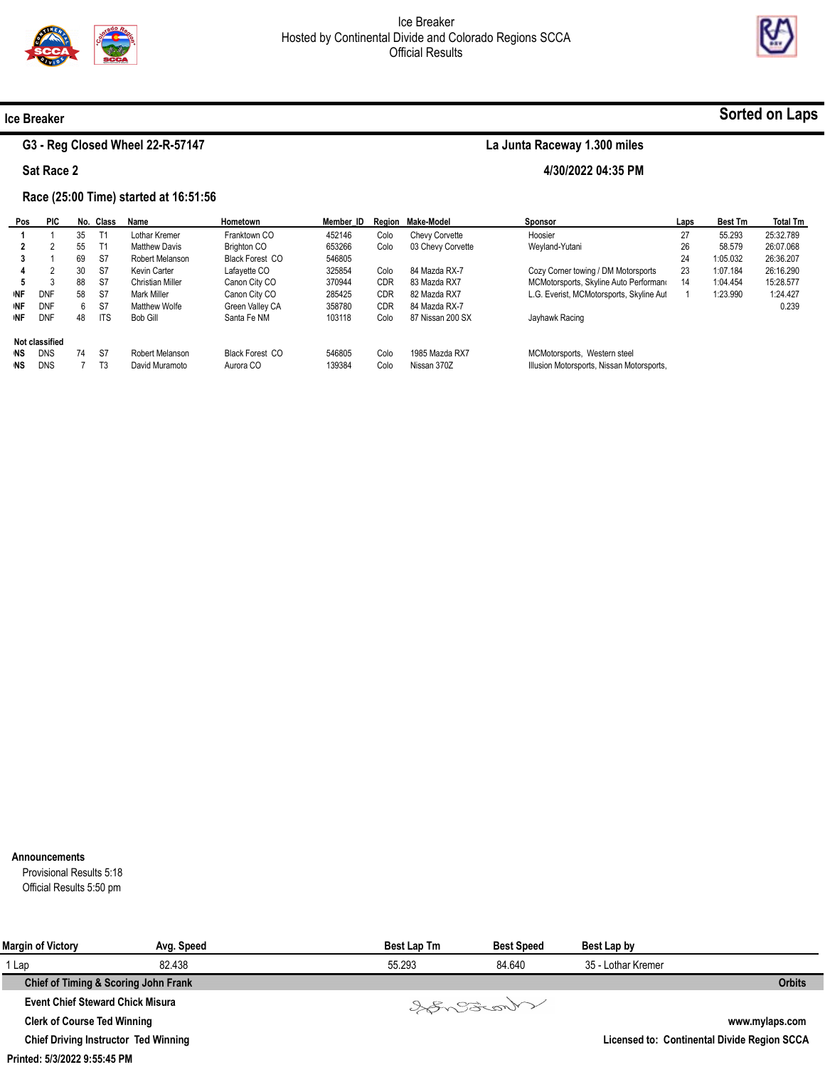Ice Breaker
Hosted by Continental Divide and Colorado Regions SCCA
Official Results

## Ice Breaker

**Sorted on Laps**

**G3 - Reg Closed Wheel 22-R-57147** — **La Junta Raceway 1.300 miles**

**Sat Race 2** — **4/30/2022 04:35 PM**

**Race (25:00 Time) started at 16:51:56**

| Pos | PIC | No. | Class | Name | Hometown | Member_ID | Region | Make-Model | Sponsor | Laps | Best Tm | Total Tm |
|---|---|---|---|---|---|---|---|---|---|---|---|---|
| 1 | 1 | 35 | T1 | Lothar Kremer | Franktown CO | 452146 | Colo | Chevy Corvette | Hoosier | 27 | 55.293 | 25:32.789 |
| 2 | 2 | 55 | T1 | Matthew Davis | Brighton CO | 653266 | Colo | 03 Chevy Corvette | Weyland-Yutani | 26 | 58.579 | 26:07.068 |
| 3 | 1 | 69 | S7 | Robert Melanson | Black Forest CO | 546805 | | | | 24 | 1:05.032 | 26:36.207 |
| 4 | 2 | 30 | S7 | Kevin Carter | Lafayette CO | 325854 | Colo | 84 Mazda RX-7 | Cozy Corner towing / DM Motorsports | 23 | 1:07.184 | 26:16.290 |
| 5 | 3 | 88 | S7 | Christian Miller | Canon City CO | 370944 | CDR | 83 Mazda RX7 | MCMotorsports, Skyline Auto Performanc | 14 | 1:04.454 | 15:28.577 |
| DNF | DNF | 58 | S7 | Mark Miller | Canon City CO | 285425 | CDR | 82 Mazda RX7 | L.G. Everist, MCMotorsports, Skyline Aut | 1 | 1:23.990 | 1:24.427 |
| DNF | DNF | 6 | S7 | Matthew Wolfe | Green Valley CA | 358780 | CDR | 84 Mazda RX-7 | | | | 0.239 |
| DNF | DNF | 48 | ITS | Bob Gill | Santa Fe NM | 103118 | Colo | 87 Nissan 200 SX | Jayhawk Racing | | | |
| **Not classified** | | | | | | | | | | | | |
| DNS | DNS | 74 | S7 | Robert Melanson | Black Forest CO | 546805 | Colo | 1985 Mazda RX7 | MCMotorsports, Western steel | | | |
| DNS | DNS | 7 | T3 | David Muramoto | Aurora CO | 139384 | Colo | Nissan 370Z | Illusion Motorsports, Nissan Motorsports, | | | |

**Announcements**

Provisional Results 5:18
Official Results 5:50 pm

| Margin of Victory | Avg. Speed | Best Lap Tm | Best Speed | Best Lap by |
|---|---|---|---|---|
| 1 Lap | 82.438 | 55.293 | 84.640 | 35 - Lothar Kremer |

**Chief of Timing & Scoring John Frank** — **Orbits**

**Event Chief Steward Chick Misura**

**Clerk of Course Ted Winning** — **www.mylaps.com**

**Chief Driving Instructor Ted Winning** — **Licensed to: Continental Divide Region SCCA**

**Printed: 5/3/2022 9:55:45 PM**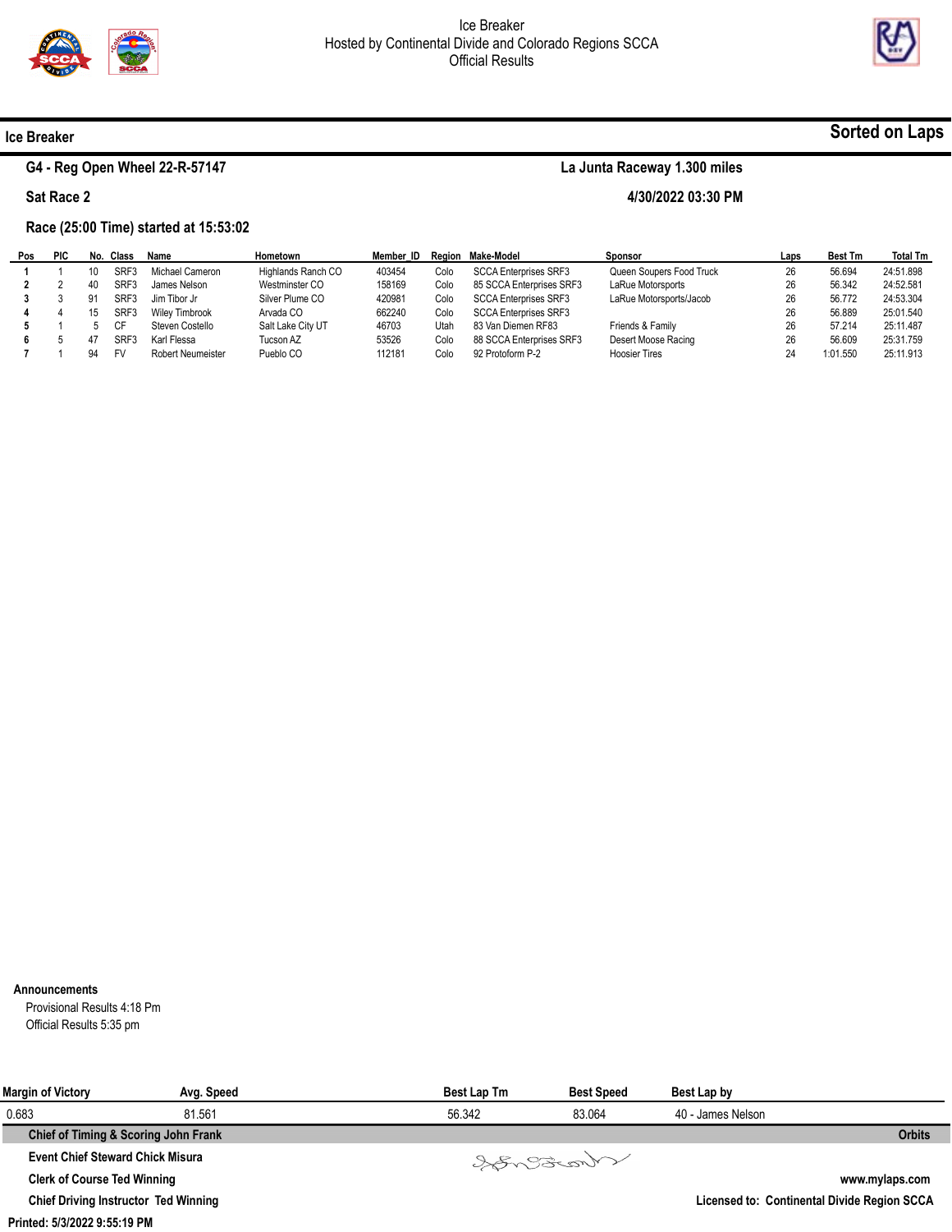Ice Breaker
Hosted by Continental Divide and Colorado Regions SCCA
Official Results

**Ice Breaker** **Sorted on Laps**

**G4 - Reg Open Wheel 22-R-57147** **La Junta Raceway 1.300 miles**

**Sat Race 2** **4/30/2022 03:30 PM**

**Race (25:00 Time) started at 15:53:02**

| Pos | PIC | No. | Class | Name | Hometown | Member_ID | Region | Make-Model | Sponsor | Laps | Best Tm | Total Tm |
|---|---|---|---|---|---|---|---|---|---|---|---|---|
| 1 | 1 | 10 | SRF3 | Michael Cameron | Highlands Ranch CO | 403454 | Colo | SCCA Enterprises SRF3 | Queen Soupers Food Truck | 26 | 56.694 | 24:51.898 |
| 2 | 2 | 40 | SRF3 | James Nelson | Westminster CO | 158169 | Colo | 85 SCCA Enterprises SRF3 | LaRue Motorsports | 26 | 56.342 | 24:52.581 |
| 3 | 3 | 91 | SRF3 | Jim Tibor Jr | Silver Plume CO | 420981 | Colo | SCCA Enterprises SRF3 | LaRue Motorsports/Jacob | 26 | 56.772 | 24:53.304 |
| 4 | 4 | 15 | SRF3 | Wiley Timbrook | Arvada CO | 662240 | Colo | SCCA Enterprises SRF3 | | 26 | 56.889 | 25:01.540 |
| 5 | 1 | 5 | CF | Steven Costello | Salt Lake City UT | 46703 | Utah | 83 Van Diemen RF83 | Friends & Family | 26 | 57.214 | 25:11.487 |
| 6 | 5 | 47 | SRF3 | Karl Flessa | Tucson AZ | 53526 | Colo | 88 SCCA Enterprises SRF3 | Desert Moose Racing | 26 | 56.609 | 25:31.759 |
| 7 | 1 | 94 | FV | Robert Neumeister | Pueblo CO | 112181 | Colo | 92 Protoform P-2 | Hoosier Tires | 24 | 1:01.550 | 25:11.913 |

**Announcements**

Provisional Results 4:18 Pm
Official Results 5:35 pm

| Margin of Victory | Avg. Speed | Best Lap Tm | Best Speed | Best Lap by |
|---|---|---|---|---|
| 0.683 | 81.561 | 56.342 | 83.064 | 40 - James Nelson |

**Chief of Timing & Scoring John Frank** **Orbits**

**Event Chief Steward Chick Misura**

**Clerk of Course Ted Winning** **www.mylaps.com**

**Chief Driving Instructor Ted Winning** **Licensed to: Continental Divide Region SCCA**

**Printed: 5/3/2022 9:55:19 PM**